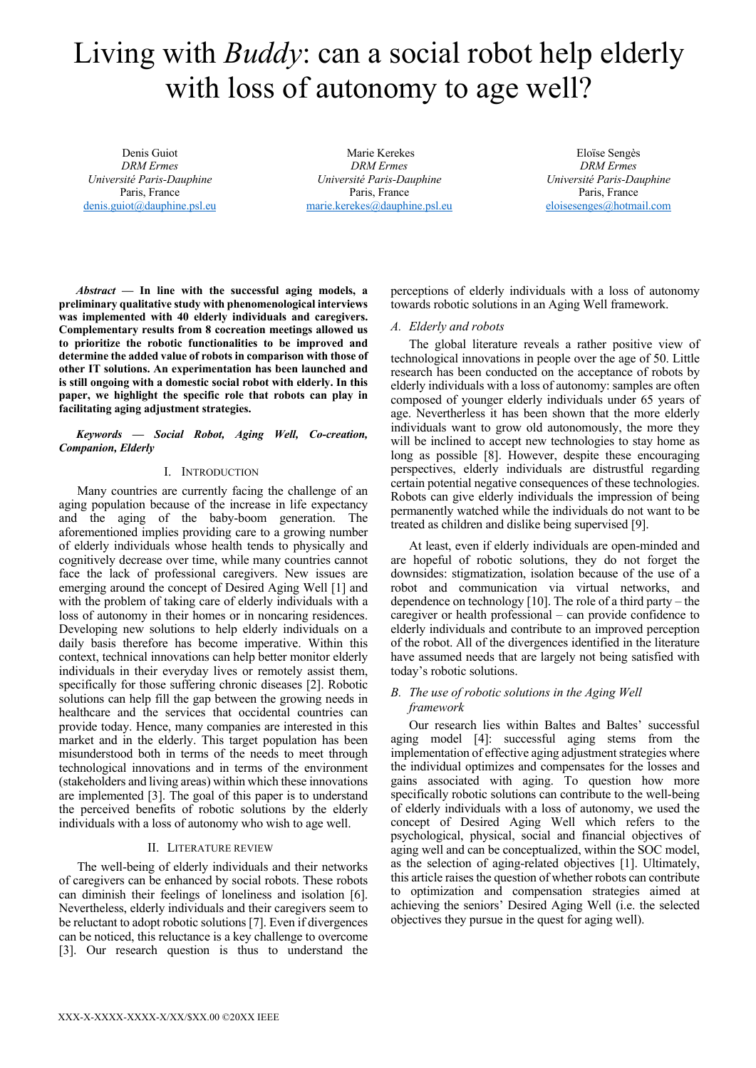# Living with *Buddy*: can a social robot help elderly with loss of autonomy to age well?

Denis Guiot
*DRM Ermes*
*Université Paris-Dauphine*
Paris, France
denis.guiot@dauphine.psl.eu

Marie Kerekes
*DRM Ermes*
*Université Paris-Dauphine*
Paris, France
marie.kerekes@dauphine.psl.eu

Eloïse Sengès
*DRM Ermes*
*Université Paris-Dauphine*
Paris, France
eloisesenges@hotmail.com

***Abstract* — In line with the successful aging models, a preliminary qualitative study with phenomenological interviews was implemented with 40 elderly individuals and caregivers. Complementary results from 8 cocreation meetings allowed us to prioritize the robotic functionalities to be improved and determine the added value of robots in comparison with those of other IT solutions. An experimentation has been launched and is still ongoing with a domestic social robot with elderly. In this paper, we highlight the specific role that robots can play in facilitating aging adjustment strategies.**

***Keywords* — *Social Robot, Aging Well, Co-creation, Companion, Elderly***

## I. Introduction

Many countries are currently facing the challenge of an aging population because of the increase in life expectancy and the aging of the baby-boom generation. The aforementioned implies providing care to a growing number of elderly individuals whose health tends to physically and cognitively decrease over time, while many countries cannot face the lack of professional caregivers. New issues are emerging around the concept of Desired Aging Well [1] and with the problem of taking care of elderly individuals with a loss of autonomy in their homes or in noncaring residences. Developing new solutions to help elderly individuals on a daily basis therefore has become imperative. Within this context, technical innovations can help better monitor elderly individuals in their everyday lives or remotely assist them, specifically for those suffering chronic diseases [2]. Robotic solutions can help fill the gap between the growing needs in healthcare and the services that occidental countries can provide today. Hence, many companies are interested in this market and in the elderly. This target population has been misunderstood both in terms of the needs to meet through technological innovations and in terms of the environment (stakeholders and living areas) within which these innovations are implemented [3]. The goal of this paper is to understand the perceived benefits of robotic solutions by the elderly individuals with a loss of autonomy who wish to age well.

## II. Literature Review

The well-being of elderly individuals and their networks of caregivers can be enhanced by social robots. These robots can diminish their feelings of loneliness and isolation [6]. Nevertheless, elderly individuals and their caregivers seem to be reluctant to adopt robotic solutions [7]. Even if divergences can be noticed, this reluctance is a key challenge to overcome [3]. Our research question is thus to understand the perceptions of elderly individuals with a loss of autonomy towards robotic solutions in an Aging Well framework.

### *A. Elderly and robots*

The global literature reveals a rather positive view of technological innovations in people over the age of 50. Little research has been conducted on the acceptance of robots by elderly individuals with a loss of autonomy: samples are often composed of younger elderly individuals under 65 years of age. Nevertheless it has been shown that the more elderly individuals want to grow old autonomously, the more they will be inclined to accept new technologies to stay home as long as possible [8]. However, despite these encouraging perspectives, elderly individuals are distrustful regarding certain potential negative consequences of these technologies. Robots can give elderly individuals the impression of being permanently watched while the individuals do not want to be treated as children and dislike being supervised [9].

At least, even if elderly individuals are open-minded and are hopeful of robotic solutions, they do not forget the downsides: stigmatization, isolation because of the use of a robot and communication via virtual networks, and dependence on technology [10]. The role of a third party – the caregiver or health professional – can provide confidence to elderly individuals and contribute to an improved perception of the robot. All of the divergences identified in the literature have assumed needs that are largely not being satisfied with today's robotic solutions.

### *B. The use of robotic solutions in the Aging Well framework*

Our research lies within Baltes and Baltes' successful aging model [4]: successful aging stems from the implementation of effective aging adjustment strategies where the individual optimizes and compensates for the losses and gains associated with aging. To question how more specifically robotic solutions can contribute to the well-being of elderly individuals with a loss of autonomy, we used the concept of Desired Aging Well which refers to the psychological, physical, social and financial objectives of aging well and can be conceptualized, within the SOC model, as the selection of aging-related objectives [1]. Ultimately, this article raises the question of whether robots can contribute to optimization and compensation strategies aimed at achieving the seniors' Desired Aging Well (i.e. the selected objectives they pursue in the quest for aging well).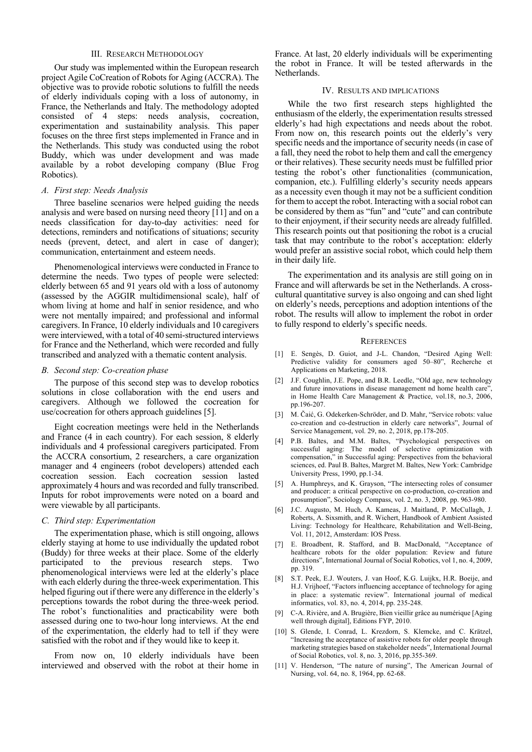## III. Research Methodology

Our study was implemented within the European research project Agile CoCreation of Robots for Aging (ACCRA). The objective was to provide robotic solutions to fulfill the needs of elderly individuals coping with a loss of autonomy, in France, the Netherlands and Italy. The methodology adopted consisted of 4 steps: needs analysis, cocreation, experimentation and sustainability analysis. This paper focuses on the three first steps implemented in France and in the Netherlands. This study was conducted using the robot Buddy, which was under development and was made available by a robot developing company (Blue Frog Robotics).

### A. First step: Needs Analysis

Three baseline scenarios were helped guiding the needs analysis and were based on nursing need theory [11] and on a needs classification for day-to-day activities: need for detections, reminders and notifications of situations; security needs (prevent, detect, and alert in case of danger); communication, entertainment and esteem needs.

Phenomenological interviews were conducted in France to determine the needs. Two types of people were selected: elderly between 65 and 91 years old with a loss of autonomy (assessed by the AGGIR multidimensional scale), half of whom living at home and half in senior residence, and who were not mentally impaired; and professional and informal caregivers. In France, 10 elderly individuals and 10 caregivers were interviewed, with a total of 40 semi-structured interviews for France and the Netherland, which were recorded and fully transcribed and analyzed with a thematic content analysis.

### B. Second step: Co-creation phase

The purpose of this second step was to develop robotics solutions in close collaboration with the end users and caregivers. Although we followed the cocreation for use/cocreation for others approach guidelines [5].

Eight cocreation meetings were held in the Netherlands and France (4 in each country). For each session, 8 elderly individuals and 4 professional caregivers participated. From the ACCRA consortium, 2 researchers, a care organization manager and 4 engineers (robot developers) attended each cocreation session. Each cocreation session lasted approximately 4 hours and was recorded and fully transcribed. Inputs for robot improvements were noted on a board and were viewable by all participants.

### C. Third step: Experimentation

The experimentation phase, which is still ongoing, allows elderly staying at home to use individually the updated robot (Buddy) for three weeks at their place. Some of the elderly participated to the previous research steps. Two phenomenological interviews were led at the elderly's place with each elderly during the three-week experimentation. This helped figuring out if there were any difference in the elderly's perceptions towards the robot during the three-week period. The robot's functionalities and practicability were both assessed during one to two-hour long interviews. At the end of the experimentation, the elderly had to tell if they were satisfied with the robot and if they would like to keep it.

From now on, 10 elderly individuals have been interviewed and observed with the robot at their home in France. At last, 20 elderly individuals will be experimenting the robot in France. It will be tested afterwards in the Netherlands.

## IV. Results and Implications

While the two first research steps highlighted the enthusiasm of the elderly, the experimentation results stressed elderly's had high expectations and needs about the robot. From now on, this research points out the elderly's very specific needs and the importance of security needs (in case of a fall, they need the robot to help them and call the emergency or their relatives). These security needs must be fulfilled prior testing the robot's other functionalities (communication, companion, etc.). Fulfilling elderly's security needs appears as a necessity even though it may not be a sufficient condition for them to accept the robot. Interacting with a social robot can be considered by them as "fun" and "cute" and can contribute to their enjoyment, if their security needs are already fulfilled. This research points out that positioning the robot is a crucial task that may contribute to the robot's acceptation: elderly would prefer an assistive social robot, which could help them in their daily life.

The experimentation and its analysis are still going on in France and will afterwards be set in the Netherlands. A cross-cultural quantitative survey is also ongoing and can shed light on elderly's needs, perceptions and adoption intentions of the robot. The results will allow to implement the robot in order to fully respond to elderly's specific needs.

## References

[1] E. Sengès, D. Guiot, and J-L. Chandon, "Desired Aging Well: Predictive validity for consumers aged 50–80", Recherche et Applications en Marketing, 2018.

[2] J.F. Coughlin, J.E. Pope, and B.R. Leedle, "Old age, new technology and future innovations in disease management nd home health care", in Home Health Care Management & Practice, vol.18, no.3, 2006, pp.196-207.

[3] M. Čaić, G. Odekerken-Schröder, and D. Mahr, "Service robots: value co-creation and co-destruction in elderly care networks", Journal of Service Management, vol. 29, no. 2, 2018, pp.178-205.

[4] P.B. Baltes, and M.M. Baltes, "Psychological perspectives on successful aging: The model of selective optimization with compensation," in Successful aging: Perspectives from the behavioral sciences, ed. Paul B. Baltes, Margret M. Baltes, New York: Cambridge University Press, 1990, pp.1-34.

[5] A. Humphreys, and K. Grayson, "The intersecting roles of consumer and producer: a critical perspective on co-production, co-creation and prosumption", Sociology Compass, vol. 2, no. 3, 2008, pp. 963-980.

[6] J.C. Augusto, M. Huch, A. Kameas, J. Maitland, P. McCullagh, J. Roberts, A. Sixsmith, and R. Wichert, Handbook of Ambient Assisted Living: Technology for Healthcare, Rehabilitation and Well-Being, Vol. 11, 2012, Amsterdam: IOS Press.

[7] E. Broadbent, R. Stafford, and B. MacDonald, "Acceptance of healthcare robots for the older population: Review and future directions", International Journal of Social Robotics, vol 1, no. 4, 2009, pp. 319.

[8] S.T. Peek, E.J. Wouters, J. van Hoof, K.G. Luijkx, H.R. Boeije, and H.J. Vrijhoef, "Factors influencing acceptance of technology for aging in place: a systematic review". International journal of medical informatics, vol. 83, no. 4, 2014, pp. 235-248.

[9] C-A. Rivière, and A. Brugière, Bien vieillir grâce au numérique [Aging well through digital], Editions FYP, 2010.

[10] S. Glende, I. Conrad, L. Krezdorn, S. Klemcke, and C. Krätzel, "Increasing the acceptance of assistive robots for older people through marketing strategies based on stakeholder needs", International Journal of Social Robotics, vol. 8, no. 3, 2016, pp.355-369.

[11] V. Henderson, "The nature of nursing", The American Journal of Nursing, vol. 64, no. 8, 1964, pp. 62-68.